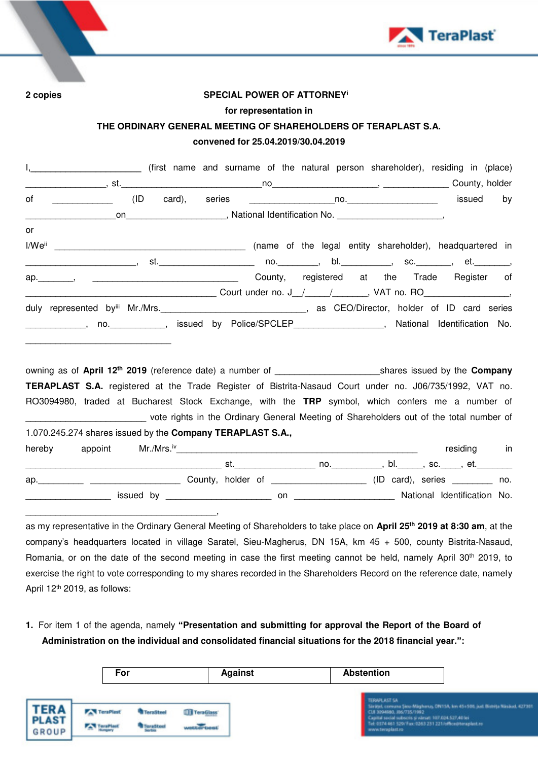**2 copies**

**SPECIAL POWER OF ATTORNEY**[i]

**for representation in**

**THE ORDINARY GENERAL MEETING OF SHAREHOLDERS OF TERAPLAST S.A.**

**convened for 25.04.2019/30.04.2019**

I,______________________ (first name and surname of the natural person shareholder), residing in (place) ________________, st.______________________________no____________________, _____________ County, holder of ____________ (ID card), series ________________no.__________________ issued by __________________on____________________, National Identification No. _____________________,

or

I/We[ii] _______________________________________ (name of the legal entity shareholder), headquartered in ______________________, st.___________________ no.________, bl.__________, sc._______, et._______, ap._______, ______________________________ County, registered at the Trade Register of _______________________________________ Court under no. J__/_____/_______, VAT no. RO________________, duly represented by[iii] Mr./Mrs.____________________________, as CEO/Director, holder of ID card series ____________, no.___________, issued by Police/SPCLEP__________________, National Identification No. ______________________________

owning as of **April 12th 2019** (reference date) a number of ____________________shares issued by the **Company TERAPLAST S.A.** registered at the Trade Register of Bistrita-Nasaud Court under no. J06/735/1992, VAT no. RO3094980, traded at Bucharest Stock Exchange, with the **TRP** symbol, which confers me a number of ________________________ vote rights in the Ordinary General Meeting of Shareholders out of the total number of 1.070.245.274 shares issued by the **Company TERAPLAST S.A.,**

hereby appoint Mr./Mrs.[iv]_________________________________________________ residing in ________________________________________ st.________________ no.__________, bl._____, sc.____, et._______ ap._________ __________________ County, holder of ___________________ (ID card), series ________ no. _________________ issued by _____________________ on ____________________ National Identification No. _______________________________________,

as my representative in the Ordinary General Meeting of Shareholders to take place on **April 25th 2019 at 8:30 am**, at the company's headquarters located in village Saratel, Sieu-Magherus, DN 15A, km 45 + 500, county Bistrita-Nasaud, Romania, or on the date of the second meeting in case the first meeting cannot be held, namely April 30th 2019, to exercise the right to vote corresponding to my shares recorded in the Shareholders Record on the reference date, namely April 12th 2019, as follows:

1. For item 1 of the agenda, namely **"Presentation and submitting for approval the Report of the Board of Administration on the individual and consolidated financial situations for the 2018 financial year.":**

| For | Against | Abstention |
|---|---|---|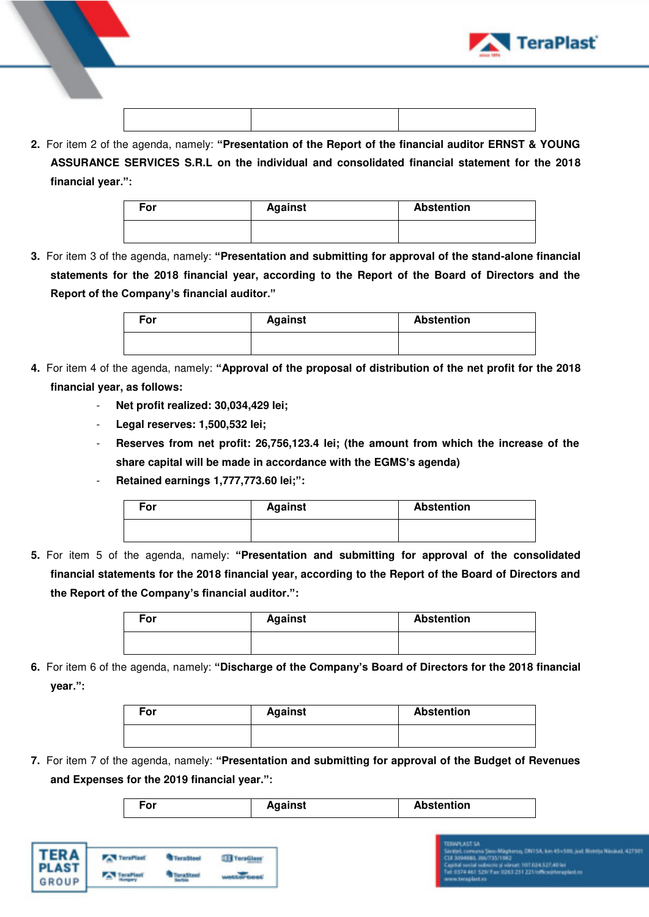| | | |
|---|---|---|
| | | |

2. For item 2 of the agenda, namely: **"Presentation of the Report of the financial auditor ERNST & YOUNG ASSURANCE SERVICES S.R.L on the individual and consolidated financial statement for the 2018 financial year.":**

| For | Against | Abstention |
|---|---|---|
| | | |

3. For item 3 of the agenda, namely: **"Presentation and submitting for approval of the stand-alone financial statements for the 2018 financial year, according to the Report of the Board of Directors and the Report of the Company's financial auditor."**

| For | Against | Abstention |
|---|---|---|
| | | |

4. For item 4 of the agenda, namely: **"Approval of the proposal of distribution of the net profit for the 2018 financial year, as follows:**
   - **Net profit realized: 30,034,429 lei;**
   - **Legal reserves: 1,500,532 lei;**
   - **Reserves from net profit: 26,756,123.4 lei; (the amount from which the increase of the share capital will be made in accordance with the EGMS's agenda)**
   - **Retained earnings 1,777,773.60 lei;":**

| For | Against | Abstention |
|---|---|---|
| | | |

5. For item 5 of the agenda, namely: **"Presentation and submitting for approval of the consolidated financial statements for the 2018 financial year, according to the Report of the Board of Directors and the Report of the Company's financial auditor.":**

| For | Against | Abstention |
|---|---|---|
| | | |

6. For item 6 of the agenda, namely: **"Discharge of the Company's Board of Directors for the 2018 financial year.":**

| For | Against | Abstention |
|---|---|---|
| | | |

7. For item 7 of the agenda, namely: **"Presentation and submitting for approval of the Budget of Revenues and Expenses for the 2019 financial year.":**

| For | Against | Abstention |
|---|---|---|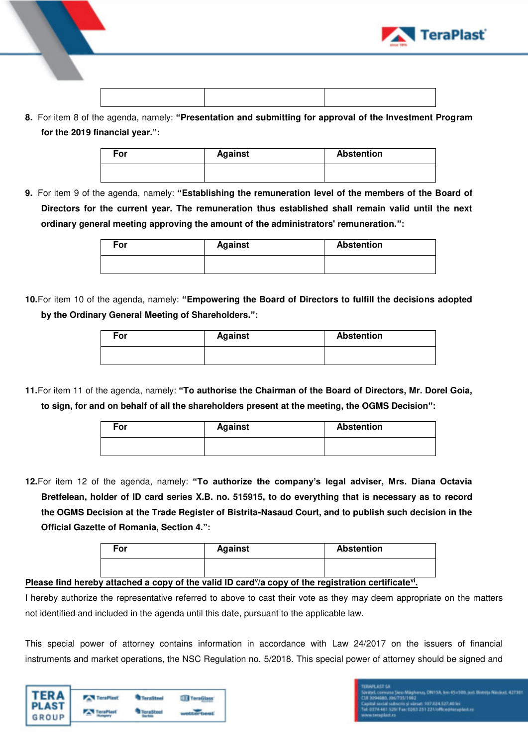| | | |
|---|---|---|
| | | |

8. For item 8 of the agenda, namely: **"Presentation and submitting for approval of the Investment Program for the 2019 financial year.":**

| For | Against | Abstention |
|---|---|---|
| | | |

9. For item 9 of the agenda, namely: **"Establishing the remuneration level of the members of the Board of Directors for the current year. The remuneration thus established shall remain valid until the next ordinary general meeting approving the amount of the administrators' remuneration.":**

| For | Against | Abstention |
|---|---|---|
| | | |

10. For item 10 of the agenda, namely: **"Empowering the Board of Directors to fulfill the decisions adopted by the Ordinary General Meeting of Shareholders.":**

| For | Against | Abstention |
|---|---|---|
| | | |

11. For item 11 of the agenda, namely: **"To authorise the Chairman of the Board of Directors, Mr. Dorel Goia, to sign, for and on behalf of all the shareholders present at the meeting, the OGMS Decision":**

| For | Against | Abstention |
|---|---|---|
| | | |

12. For item 12 of the agenda, namely: **"To authorize the company's legal adviser, Mrs. Diana Octavia Bretfelean, holder of ID card series X.B. no. 515915, to do everything that is necessary as to record the OGMS Decision at the Trade Register of Bistrita-Nasaud Court, and to publish such decision in the Official Gazette of Romania, Section 4.":**

| For | Against | Abstention |
|---|---|---|
| | | |

**Please find hereby attached a copy of the valid ID card[v]/a copy of the registration certificate[vi].**

I hereby authorize the representative referred to above to cast their vote as they may deem appropriate on the matters not identified and included in the agenda until this date, pursuant to the applicable law.

This special power of attorney contains information in accordance with Law 24/2017 on the issuers of financial instruments and market operations, the NSC Regulation no. 5/2018. This special power of attorney should be signed and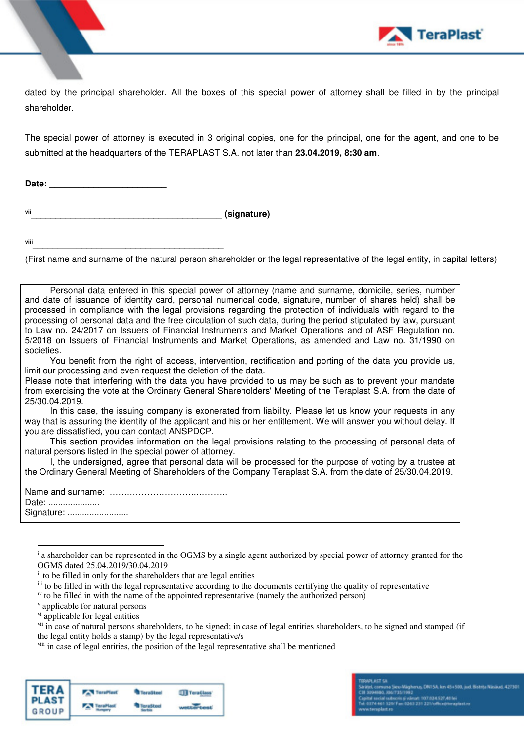dated by the principal shareholder. All the boxes of this special power of attorney shall be filled in by the principal shareholder.

The special power of attorney is executed in 3 original copies, one for the principal, one for the agent, and one to be submitted at the headquarters of the TERAPLAST S.A. not later than **23.04.2019, 8:30 am**.

**Date:** ________________________

[vii]________________________________________ **(signature)**

[viii]________________________________________

(First name and surname of the natural person shareholder or the legal representative of the legal entity, in capital letters)

Personal data entered in this special power of attorney (name and surname, domicile, series, number and date of issuance of identity card, personal numerical code, signature, number of shares held) shall be processed in compliance with the legal provisions regarding the protection of individuals with regard to the processing of personal data and the free circulation of such data, during the period stipulated by law, pursuant to Law no. 24/2017 on Issuers of Financial Instruments and Market Operations and of ASF Regulation no. 5/2018 on Issuers of Financial Instruments and Market Operations, as amended and Law no. 31/1990 on societies.

You benefit from the right of access, intervention, rectification and porting of the data you provide us, limit our processing and even request the deletion of the data.

Please note that interfering with the data you have provided to us may be such as to prevent your mandate from exercising the vote at the Ordinary General Shareholders' Meeting of the Teraplast S.A. from the date of 25/30.04.2019.

In this case, the issuing company is exonerated from liability. Please let us know your requests in any way that is assuring the identity of the applicant and his or her entitlement. We will answer you without delay. If you are dissatisfied, you can contact ANSPDCP.

This section provides information on the legal provisions relating to the processing of personal data of natural persons listed in the special power of attorney.

I, the undersigned, agree that personal data will be processed for the purpose of voting by a trustee at the Ordinary General Meeting of Shareholders of the Company Teraplast S.A. from the date of 25/30.04.2019.

Name and surname: ………………………..………..
Date: .....................
Signature: .........................

---

[i] a shareholder can be represented in the OGMS by a single agent authorized by special power of attorney granted for the OGMS dated 25.04.2019/30.04.2019

[ii] to be filled in only for the shareholders that are legal entities

[iii] to be filled in with the legal representative according to the documents certifying the quality of representative

[iv] to be filled in with the name of the appointed representative (namely the authorized person)

[v] applicable for natural persons

[vi] applicable for legal entities

[vii] in case of natural persons shareholders, to be signed; in case of legal entities shareholders, to be signed and stamped (if the legal entity holds a stamp) by the legal representative/s

[viii] in case of legal entities, the position of the legal representative shall be mentioned